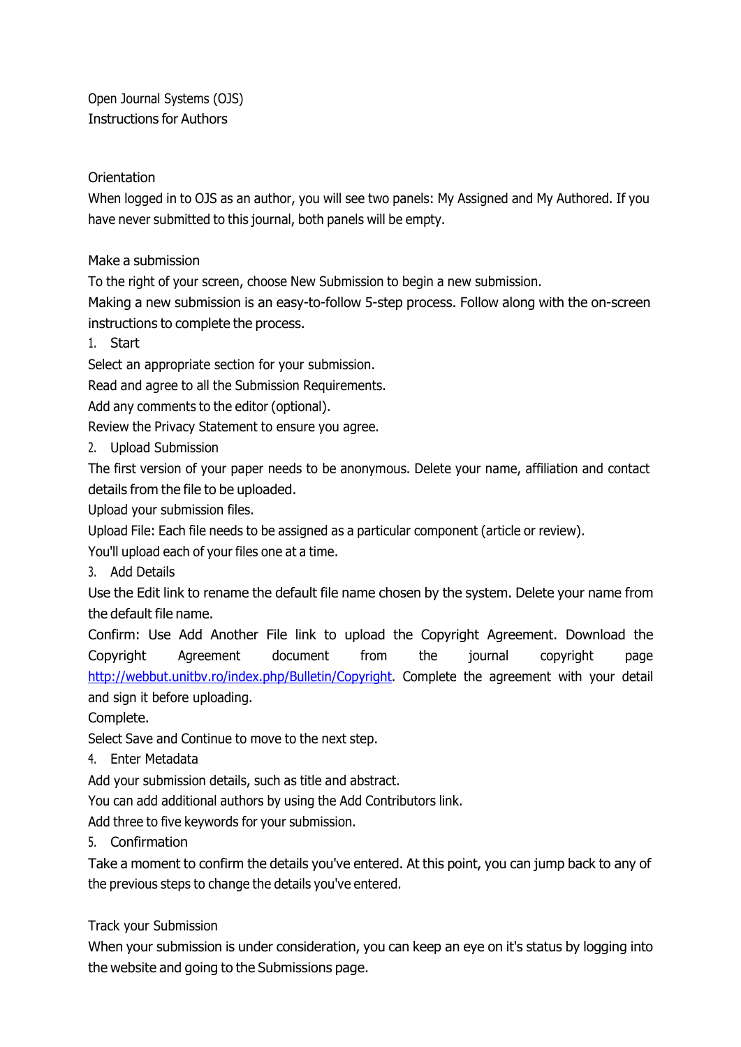Open Journal Systems (OJS)
Instructions for Authors

## Orientation

When logged in to OJS as an author, you will see two panels: My Assigned and My Authored. If you have never submitted to this journal, both panels will be empty.

## Make a submission

To the right of your screen, choose New Submission to begin a new submission.

Making a new submission is an easy-to-follow 5-step process. Follow along with the on-screen instructions to complete the process.

1. Start

Select an appropriate section for your submission.

Read and agree to all the Submission Requirements.

Add any comments to the editor (optional).

Review the Privacy Statement to ensure you agree.

2. Upload Submission

The first version of your paper needs to be anonymous. Delete your name, affiliation and contact details from the file to be uploaded.

Upload your submission files.

Upload File: Each file needs to be assigned as a particular component (article or review).

You'll upload each of your files one at a time.

3. Add Details

Use the Edit link to rename the default file name chosen by the system. Delete your name from the default file name.

Confirm: Use Add Another File link to upload the Copyright Agreement. Download the Copyright Agreement document from the journal copyright page http://webbut.unitbv.ro/index.php/Bulletin/Copyright. Complete the agreement with your detail and sign it before uploading.

Complete.

Select Save and Continue to move to the next step.

4. Enter Metadata

Add your submission details, such as title and abstract.

You can add additional authors by using the Add Contributors link.

Add three to five keywords for your submission.

5. Confirmation

Take a moment to confirm the details you've entered. At this point, you can jump back to any of the previous steps to change the details you've entered.

## Track your Submission

When your submission is under consideration, you can keep an eye on it's status by logging into the website and going to the Submissions page.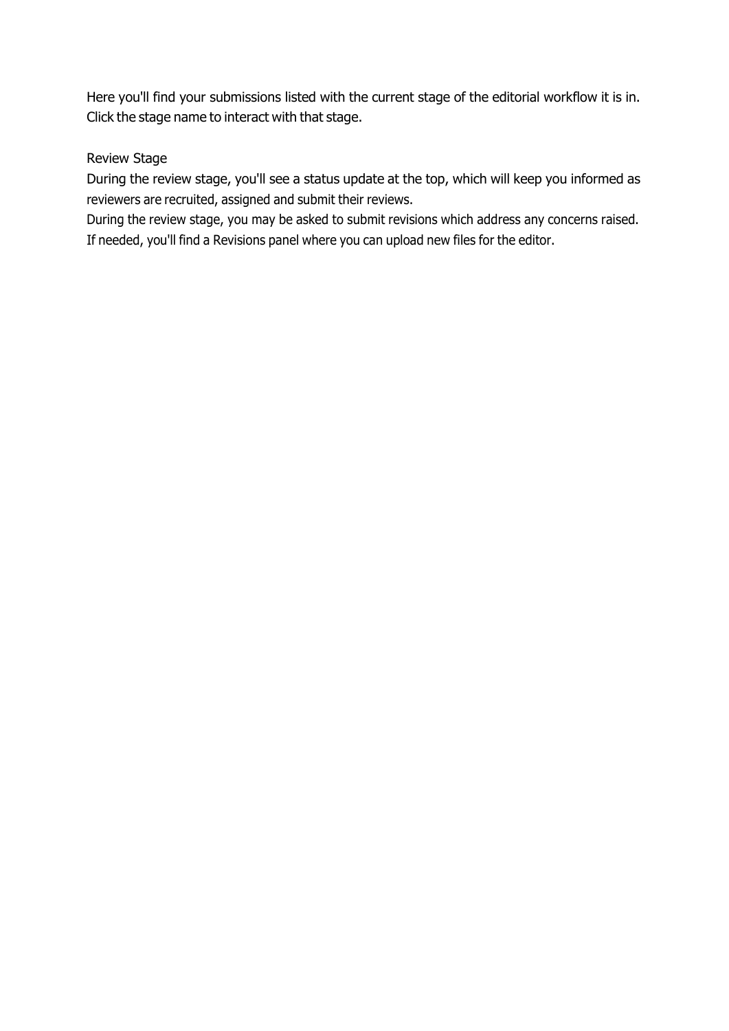Here you'll find your submissions listed with the current stage of the editorial workflow it is in. Click the stage name to interact with that stage.

Review Stage

During the review stage, you'll see a status update at the top, which will keep you informed as reviewers are recruited, assigned and submit their reviews.

During the review stage, you may be asked to submit revisions which address any concerns raised. If needed, you'll find a Revisions panel where you can upload new files for the editor.